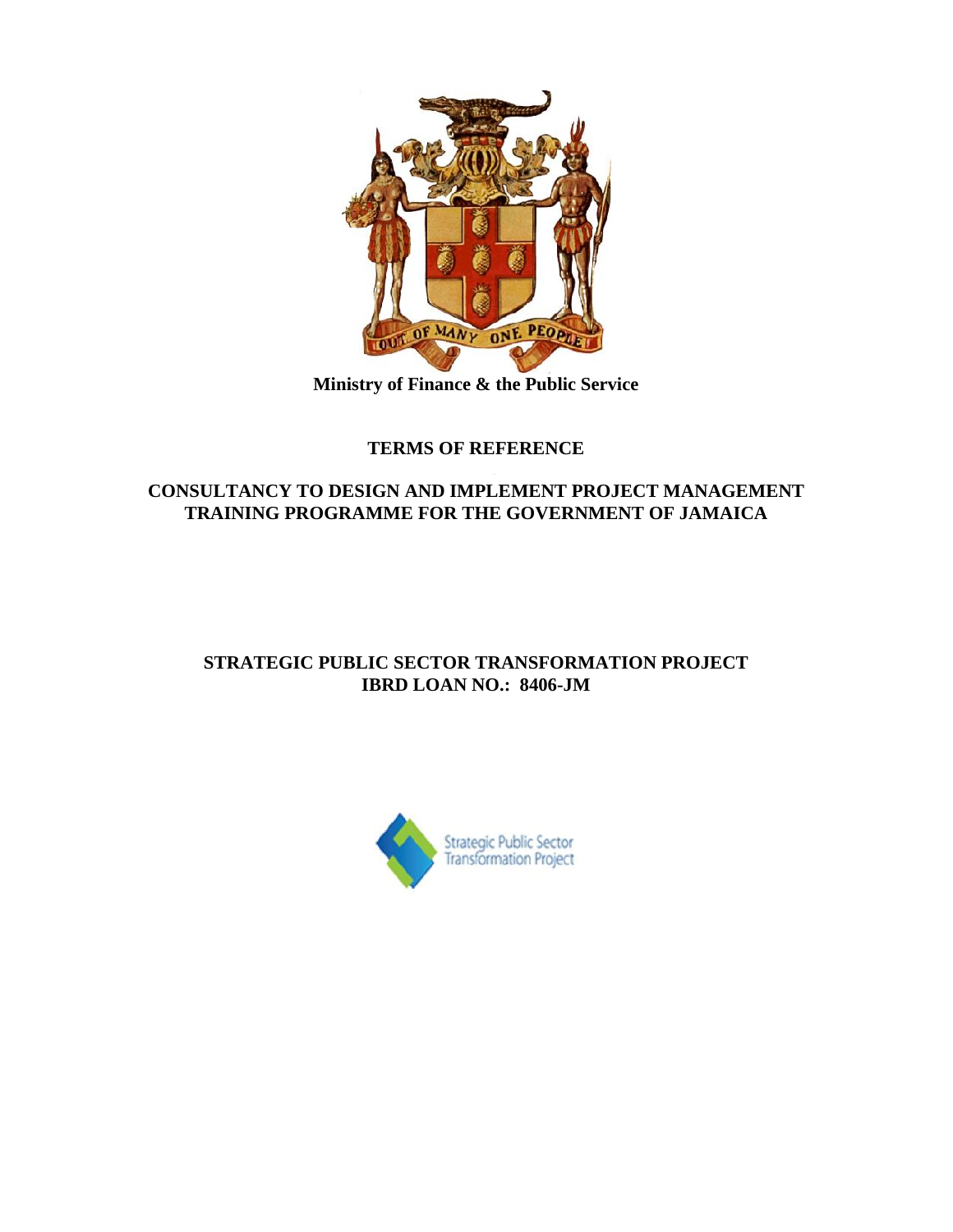**Ministry of Finance & the Public Service**

# TERMS OF REFERENCE

## CONSULTANCY TO DESIGN AND IMPLEMENT PROJECT MANAGEMENT TRAINING PROGRAMME FOR THE GOVERNMENT OF JAMAICA

## STRATEGIC PUBLIC SECTOR TRANSFORMATION PROJECT
## IBRD LOAN NO.: 8406-JM

Strategic Public Sector Transformation Project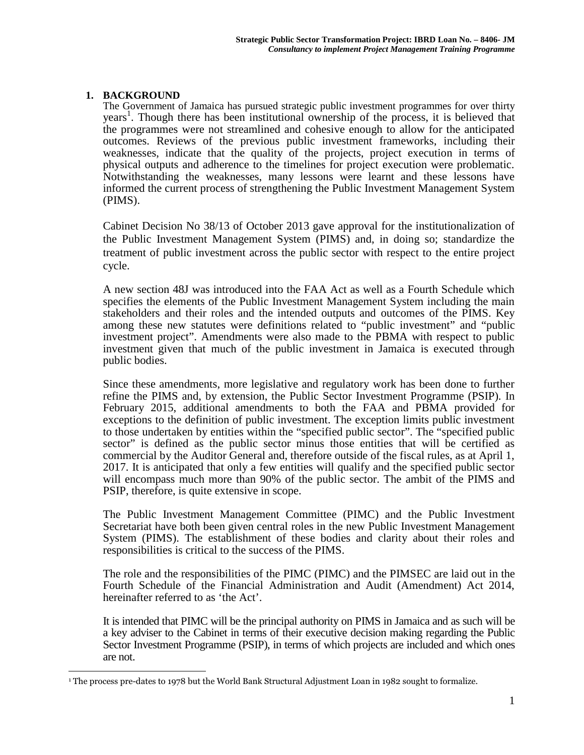## 1. BACKGROUND

The Government of Jamaica has pursued strategic public investment programmes for over thirty years[1]. Though there has been institutional ownership of the process, it is believed that the programmes were not streamlined and cohesive enough to allow for the anticipated outcomes. Reviews of the previous public investment frameworks, including their weaknesses, indicate that the quality of the projects, project execution in terms of physical outputs and adherence to the timelines for project execution were problematic. Notwithstanding the weaknesses, many lessons were learnt and these lessons have informed the current process of strengthening the Public Investment Management System (PIMS).

Cabinet Decision No 38/13 of October 2013 gave approval for the institutionalization of the Public Investment Management System (PIMS) and, in doing so; standardize the treatment of public investment across the public sector with respect to the entire project cycle.

A new section 48J was introduced into the FAA Act as well as a Fourth Schedule which specifies the elements of the Public Investment Management System including the main stakeholders and their roles and the intended outputs and outcomes of the PIMS. Key among these new statutes were definitions related to "public investment" and "public investment project". Amendments were also made to the PBMA with respect to public investment given that much of the public investment in Jamaica is executed through public bodies.

Since these amendments, more legislative and regulatory work has been done to further refine the PIMS and, by extension, the Public Sector Investment Programme (PSIP). In February 2015, additional amendments to both the FAA and PBMA provided for exceptions to the definition of public investment. The exception limits public investment to those undertaken by entities within the "specified public sector". The "specified public sector" is defined as the public sector minus those entities that will be certified as commercial by the Auditor General and, therefore outside of the fiscal rules, as at April 1, 2017. It is anticipated that only a few entities will qualify and the specified public sector will encompass much more than 90% of the public sector. The ambit of the PIMS and PSIP, therefore, is quite extensive in scope.

The Public Investment Management Committee (PIMC) and the Public Investment Secretariat have both been given central roles in the new Public Investment Management System (PIMS). The establishment of these bodies and clarity about their roles and responsibilities is critical to the success of the PIMS.

The role and the responsibilities of the PIMC (PIMC) and the PIMSEC are laid out in the Fourth Schedule of the Financial Administration and Audit (Amendment) Act 2014, hereinafter referred to as 'the Act'.

It is intended that PIMC will be the principal authority on PIMS in Jamaica and as such will be a key adviser to the Cabinet in terms of their executive decision making regarding the Public Sector Investment Programme (PSIP), in terms of which projects are included and which ones are not.

[1] The process pre-dates to 1978 but the World Bank Structural Adjustment Loan in 1982 sought to formalize.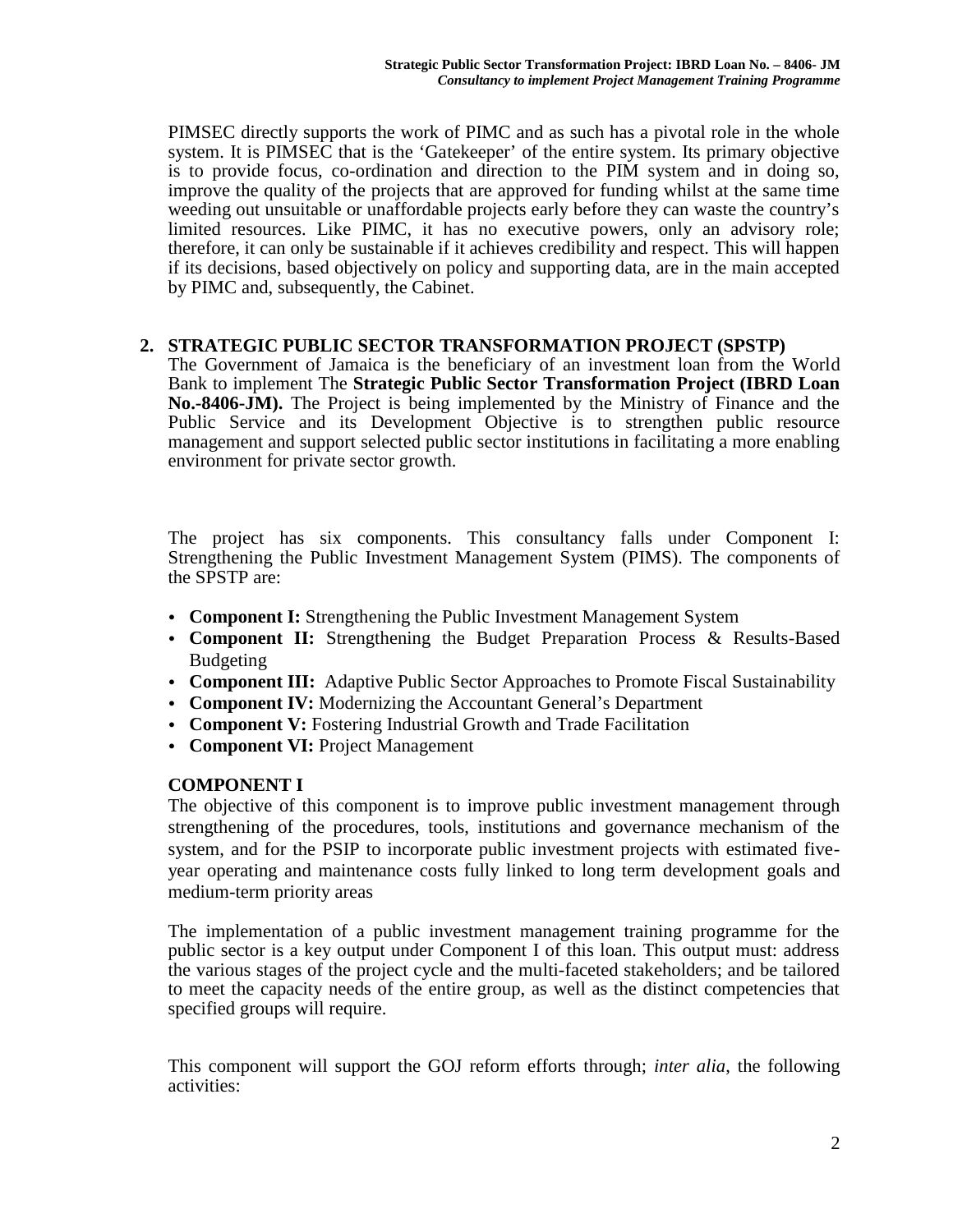PIMSEC directly supports the work of PIMC and as such has a pivotal role in the whole system. It is PIMSEC that is the 'Gatekeeper' of the entire system. Its primary objective is to provide focus, co-ordination and direction to the PIM system and in doing so, improve the quality of the projects that are approved for funding whilst at the same time weeding out unsuitable or unaffordable projects early before they can waste the country's limited resources. Like PIMC, it has no executive powers, only an advisory role; therefore, it can only be sustainable if it achieves credibility and respect. This will happen if its decisions, based objectively on policy and supporting data, are in the main accepted by PIMC and, subsequently, the Cabinet.

## 2. STRATEGIC PUBLIC SECTOR TRANSFORMATION PROJECT (SPSTP)

The Government of Jamaica is the beneficiary of an investment loan from the World Bank to implement The **Strategic Public Sector Transformation Project (IBRD Loan No.-8406-JM).** The Project is being implemented by the Ministry of Finance and the Public Service and its Development Objective is to strengthen public resource management and support selected public sector institutions in facilitating a more enabling environment for private sector growth.

The project has six components. This consultancy falls under Component I: Strengthening the Public Investment Management System (PIMS). The components of the SPSTP are:

- **Component I:** Strengthening the Public Investment Management System
- **Component II:** Strengthening the Budget Preparation Process & Results-Based Budgeting
- **Component III:** Adaptive Public Sector Approaches to Promote Fiscal Sustainability
- **Component IV:** Modernizing the Accountant General's Department
- **Component V:** Fostering Industrial Growth and Trade Facilitation
- **Component VI:** Project Management

### COMPONENT I

The objective of this component is to improve public investment management through strengthening of the procedures, tools, institutions and governance mechanism of the system, and for the PSIP to incorporate public investment projects with estimated five-year operating and maintenance costs fully linked to long term development goals and medium-term priority areas

The implementation of a public investment management training programme for the public sector is a key output under Component I of this loan. This output must: address the various stages of the project cycle and the multi-faceted stakeholders; and be tailored to meet the capacity needs of the entire group, as well as the distinct competencies that specified groups will require.

This component will support the GOJ reform efforts through; *inter alia*, the following activities: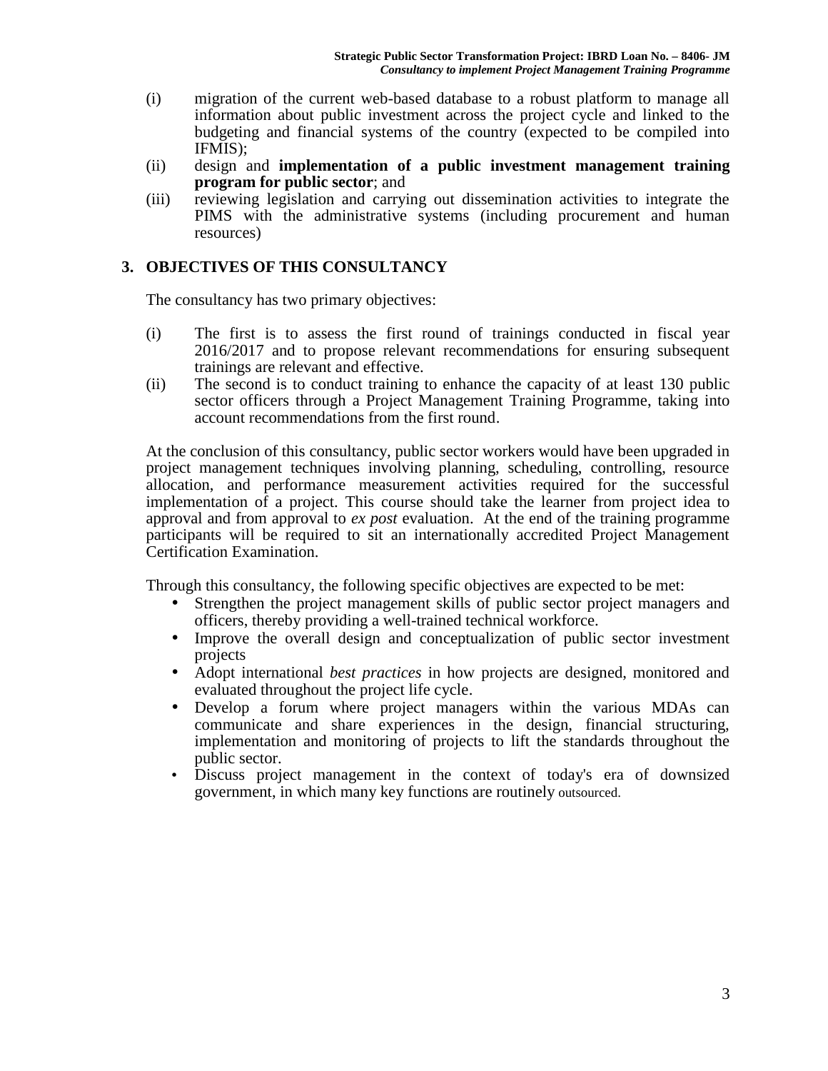(i) migration of the current web-based database to a robust platform to manage all information about public investment across the project cycle and linked to the budgeting and financial systems of the country (expected to be compiled into IFMIS);

(ii) design and **implementation of a public investment management training program for public sector**; and

(iii) reviewing legislation and carrying out dissemination activities to integrate the PIMS with the administrative systems (including procurement and human resources)

## 3. OBJECTIVES OF THIS CONSULTANCY

The consultancy has two primary objectives:

(i) The first is to assess the first round of trainings conducted in fiscal year 2016/2017 and to propose relevant recommendations for ensuring subsequent trainings are relevant and effective.

(ii) The second is to conduct training to enhance the capacity of at least 130 public sector officers through a Project Management Training Programme, taking into account recommendations from the first round.

At the conclusion of this consultancy, public sector workers would have been upgraded in project management techniques involving planning, scheduling, controlling, resource allocation, and performance measurement activities required for the successful implementation of a project. This course should take the learner from project idea to approval and from approval to *ex post* evaluation. At the end of the training programme participants will be required to sit an internationally accredited Project Management Certification Examination.

Through this consultancy, the following specific objectives are expected to be met:

- Strengthen the project management skills of public sector project managers and officers, thereby providing a well-trained technical workforce.
- Improve the overall design and conceptualization of public sector investment projects
- Adopt international *best practices* in how projects are designed, monitored and evaluated throughout the project life cycle.
- Develop a forum where project managers within the various MDAs can communicate and share experiences in the design, financial structuring, implementation and monitoring of projects to lift the standards throughout the public sector.
- Discuss project management in the context of today's era of downsized government, in which many key functions are routinely outsourced.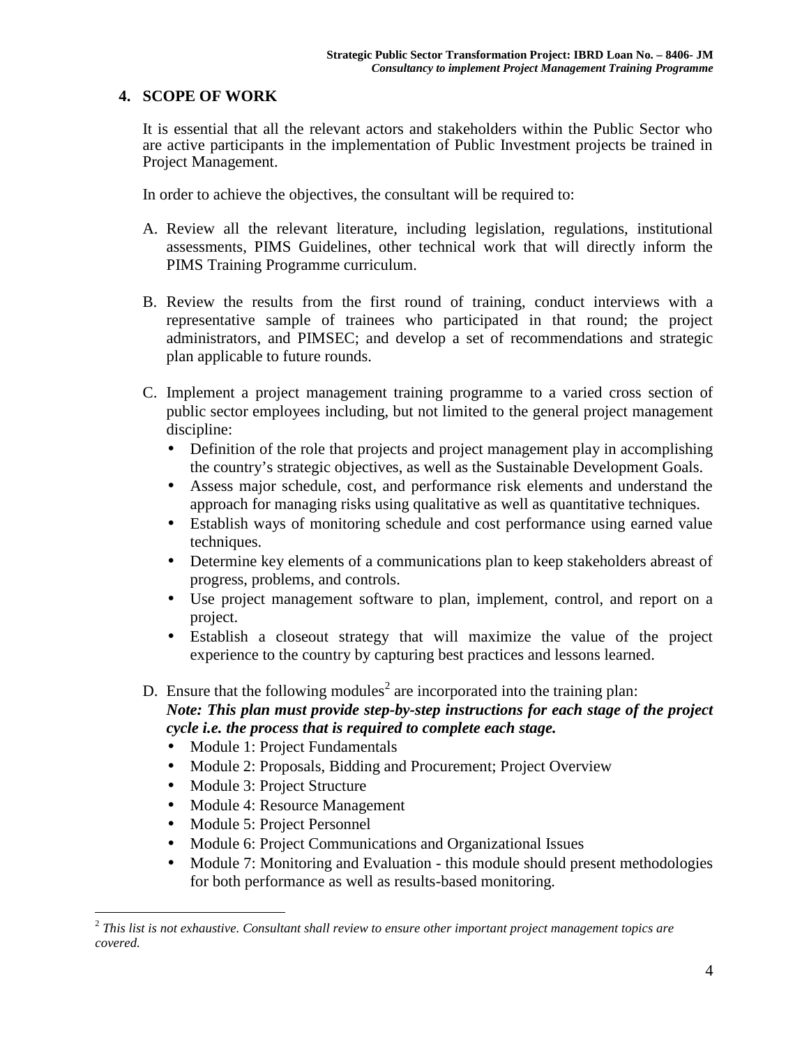## 4. SCOPE OF WORK

It is essential that all the relevant actors and stakeholders within the Public Sector who are active participants in the implementation of Public Investment projects be trained in Project Management.

In order to achieve the objectives, the consultant will be required to:

A. Review all the relevant literature, including legislation, regulations, institutional assessments, PIMS Guidelines, other technical work that will directly inform the PIMS Training Programme curriculum.

B. Review the results from the first round of training, conduct interviews with a representative sample of trainees who participated in that round; the project administrators, and PIMSEC; and develop a set of recommendations and strategic plan applicable to future rounds.

C. Implement a project management training programme to a varied cross section of public sector employees including, but not limited to the general project management discipline:
   - Definition of the role that projects and project management play in accomplishing the country's strategic objectives, as well as the Sustainable Development Goals.
   - Assess major schedule, cost, and performance risk elements and understand the approach for managing risks using qualitative as well as quantitative techniques.
   - Establish ways of monitoring schedule and cost performance using earned value techniques.
   - Determine key elements of a communications plan to keep stakeholders abreast of progress, problems, and controls.
   - Use project management software to plan, implement, control, and report on a project.
   - Establish a closeout strategy that will maximize the value of the project experience to the country by capturing best practices and lessons learned.

D. Ensure that the following modules[2] are incorporated into the training plan:
   ***Note: This plan must provide step-by-step instructions for each stage of the project cycle i.e. the process that is required to complete each stage.***
   - Module 1: Project Fundamentals
   - Module 2: Proposals, Bidding and Procurement; Project Overview
   - Module 3: Project Structure
   - Module 4: Resource Management
   - Module 5: Project Personnel
   - Module 6: Project Communications and Organizational Issues
   - Module 7: Monitoring and Evaluation - this module should present methodologies for both performance as well as results-based monitoring.

---

[2] *This list is not exhaustive. Consultant shall review to ensure other important project management topics are covered.*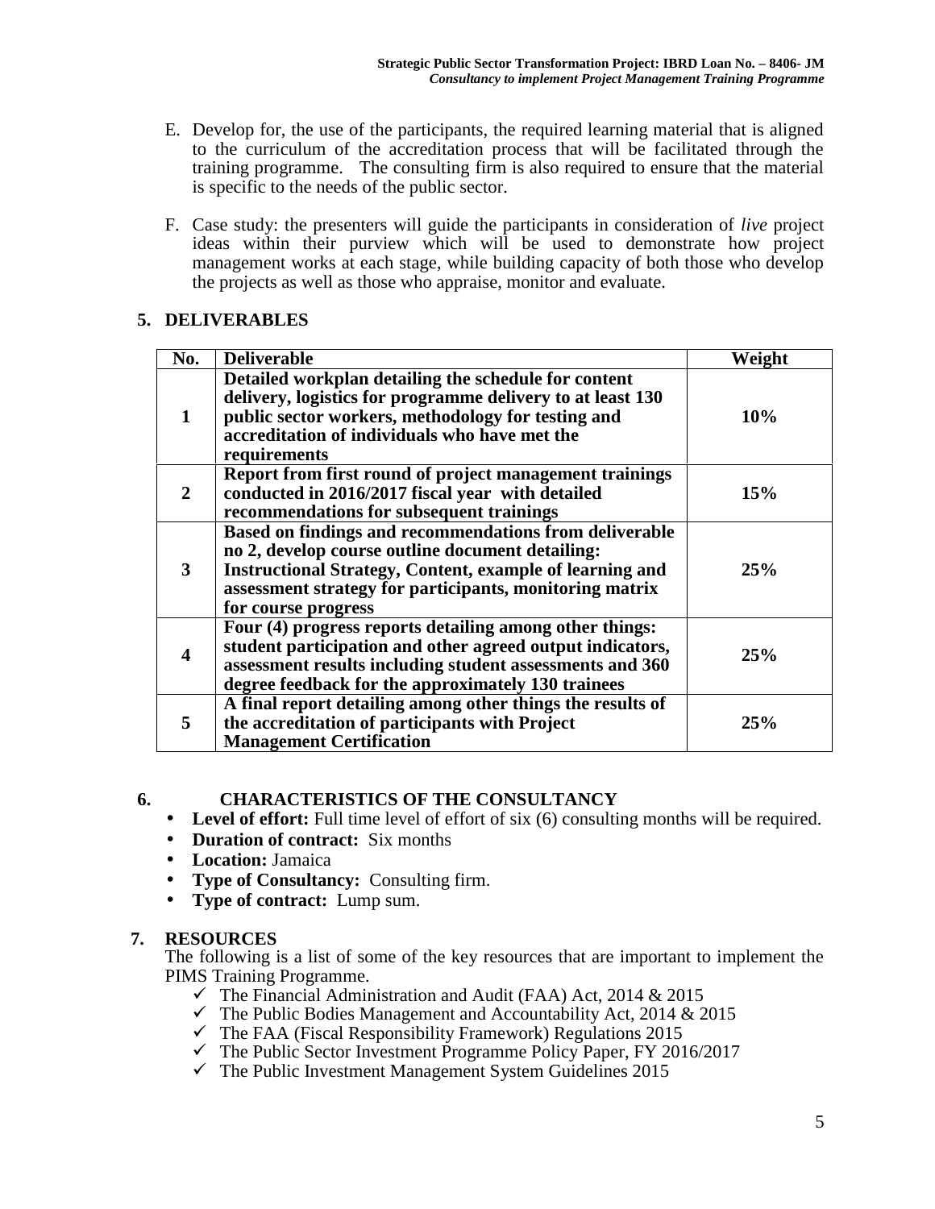E. Develop for, the use of the participants, the required learning material that is aligned to the curriculum of the accreditation process that will be facilitated through the training programme. The consulting firm is also required to ensure that the material is specific to the needs of the public sector.

F. Case study: the presenters will guide the participants in consideration of *live* project ideas within their purview which will be used to demonstrate how project management works at each stage, while building capacity of both those who develop the projects as well as those who appraise, monitor and evaluate.

## 5. DELIVERABLES

| No. | Deliverable | Weight |
|---|---|---|
| **1** | **Detailed workplan detailing the schedule for content delivery, logistics for programme delivery to at least 130 public sector workers, methodology for testing and accreditation of individuals who have met the requirements** | **10%** |
| **2** | **Report from first round of project management trainings conducted in 2016/2017 fiscal year with detailed recommendations for subsequent trainings** | **15%** |
| **3** | **Based on findings and recommendations from deliverable no 2, develop course outline document detailing: Instructional Strategy, Content, example of learning and assessment strategy for participants, monitoring matrix for course progress** | **25%** |
| **4** | **Four (4) progress reports detailing among other things: student participation and other agreed output indicators, assessment results including student assessments and 360 degree feedback for the approximately 130 trainees** | **25%** |
| **5** | **A final report detailing among other things the results of the accreditation of participants with Project Management Certification** | **25%** |

## 6. CHARACTERISTICS OF THE CONSULTANCY

- **Level of effort:** Full time level of effort of six (6) consulting months will be required.
- **Duration of contract:** Six months
- **Location:** Jamaica
- **Type of Consultancy:** Consulting firm.
- **Type of contract:** Lump sum.

## 7. RESOURCES

The following is a list of some of the key resources that are important to implement the PIMS Training Programme.

- ✓ The Financial Administration and Audit (FAA) Act, 2014 & 2015
- ✓ The Public Bodies Management and Accountability Act, 2014 & 2015
- ✓ The FAA (Fiscal Responsibility Framework) Regulations 2015
- ✓ The Public Sector Investment Programme Policy Paper, FY 2016/2017
- ✓ The Public Investment Management System Guidelines 2015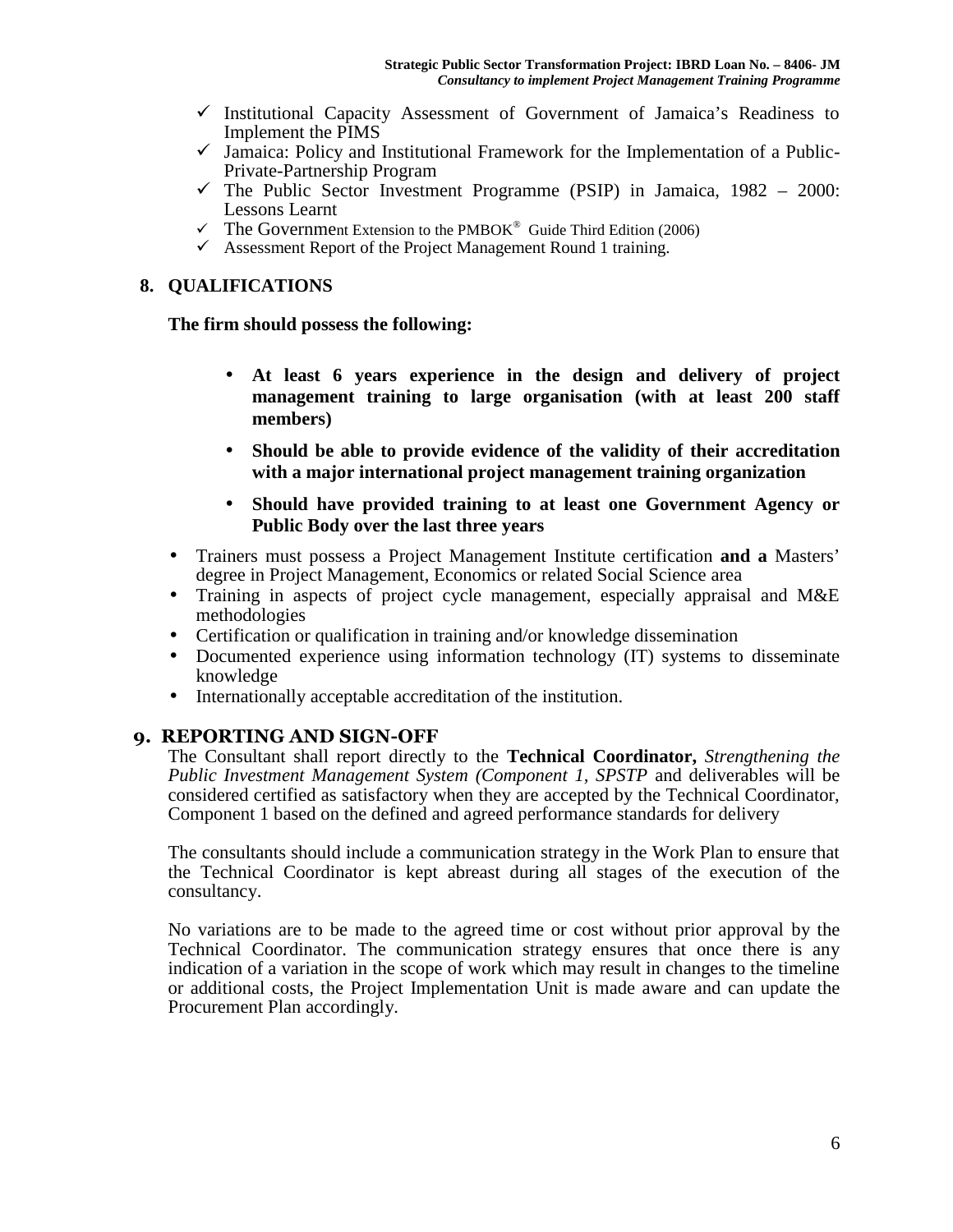- ✓ Institutional Capacity Assessment of Government of Jamaica's Readiness to Implement the PIMS
- ✓ Jamaica: Policy and Institutional Framework for the Implementation of a Public-Private-Partnership Program
- ✓ The Public Sector Investment Programme (PSIP) in Jamaica, 1982 – 2000: Lessons Learnt
- ✓ The Government Extension to the PMBOK® Guide Third Edition (2006)
- ✓ Assessment Report of the Project Management Round 1 training.

## 8. QUALIFICATIONS

**The firm should possess the following:**

- **At least 6 years experience in the design and delivery of project management training to large organisation (with at least 200 staff members)**
- **Should be able to provide evidence of the validity of their accreditation with a major international project management training organization**
- **Should have provided training to at least one Government Agency or Public Body over the last three years**

- Trainers must possess a Project Management Institute certification **and a** Masters' degree in Project Management, Economics or related Social Science area
- Training in aspects of project cycle management, especially appraisal and M&E methodologies
- Certification or qualification in training and/or knowledge dissemination
- Documented experience using information technology (IT) systems to disseminate knowledge
- Internationally acceptable accreditation of the institution.

## 9. REPORTING AND SIGN-OFF

The Consultant shall report directly to the **Technical Coordinator,** *Strengthening the Public Investment Management System (Component 1, SPSTP* and deliverables will be considered certified as satisfactory when they are accepted by the Technical Coordinator, Component 1 based on the defined and agreed performance standards for delivery

The consultants should include a communication strategy in the Work Plan to ensure that the Technical Coordinator is kept abreast during all stages of the execution of the consultancy.

No variations are to be made to the agreed time or cost without prior approval by the Technical Coordinator. The communication strategy ensures that once there is any indication of a variation in the scope of work which may result in changes to the timeline or additional costs, the Project Implementation Unit is made aware and can update the Procurement Plan accordingly.